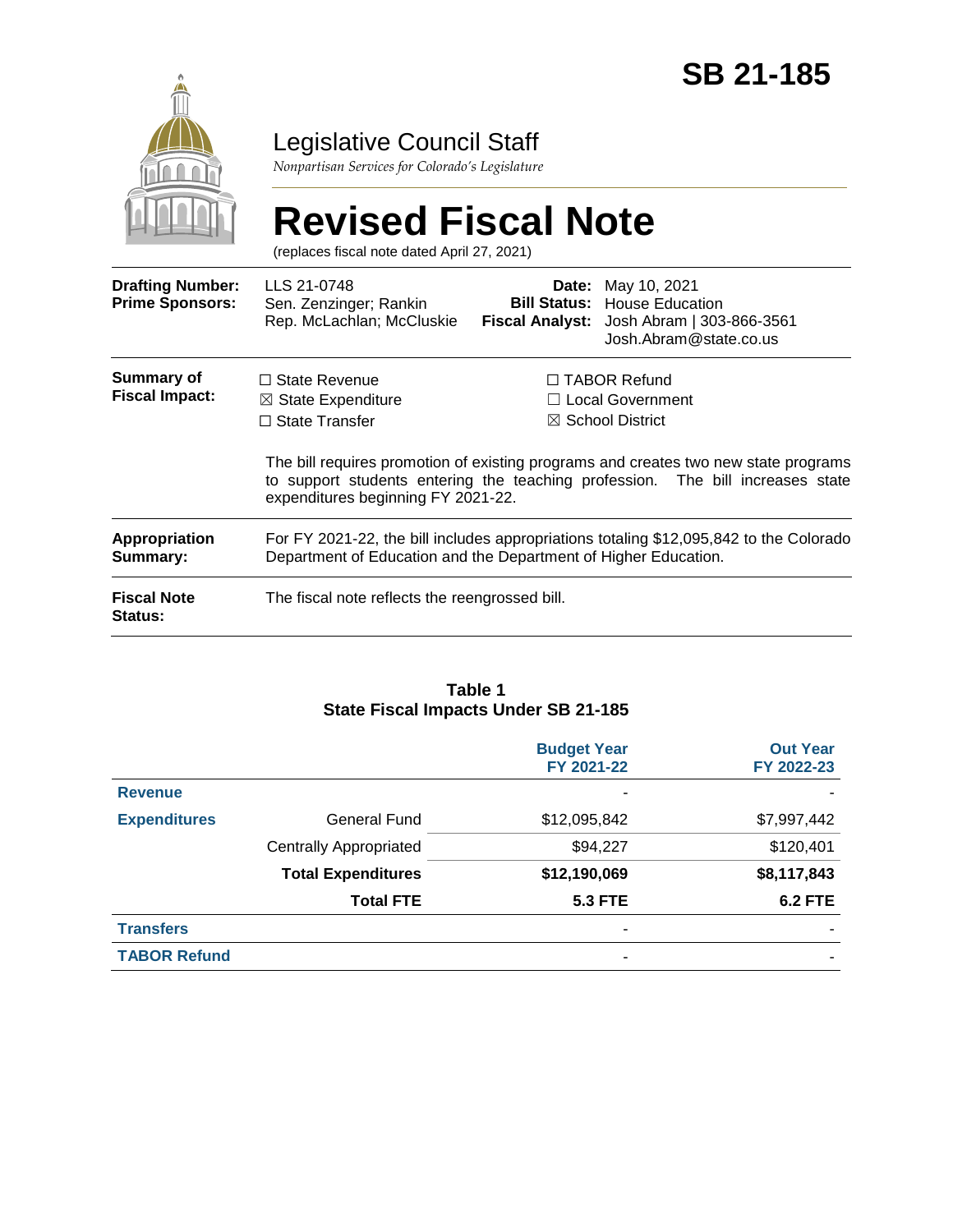# SB 21-185

## Legislative Council Staff

*Nonpartisan Services for Colorado's Legislature*

# Revised Fiscal Note

(replaces fiscal note dated April 27, 2021)

| | | | |
|---|---|---|---|
| **Drafting Number:** | LLS 21-0748 | **Date:** | May 10, 2021 |
| **Prime Sponsors:** | Sen. Zenzinger; Rankin<br>Rep. McLachlan; McCluskie | **Bill Status:** | House Education |
| | | **Fiscal Analyst:** | Josh Abram \| 303-866-3561<br>Josh.Abram@state.co.us |

**Summary of Fiscal Impact:**

- ☐ State Revenue
- ☒ State Expenditure
- ☐ State Transfer
- ☐ TABOR Refund
- ☐ Local Government
- ☒ School District

The bill requires promotion of existing programs and creates two new state programs to support students entering the teaching profession. The bill increases state expenditures beginning FY 2021-22.

**Appropriation Summary:** For FY 2021-22, the bill includes appropriations totaling $12,095,842 to the Colorado Department of Education and the Department of Higher Education.

**Fiscal Note Status:** The fiscal note reflects the reengrossed bill.

**Table 1**
**State Fiscal Impacts Under SB 21-185**

| | | Budget Year FY 2021-22 | Out Year FY 2022-23 |
|---|---|---|---|
| **Revenue** | | - | - |
| **Expenditures** | General Fund | $12,095,842 | $7,997,442 |
| | Centrally Appropriated | $94,227 | $120,401 |
| | **Total Expenditures** | **$12,190,069** | **$8,117,843** |
| | **Total FTE** | **5.3 FTE** | **6.2 FTE** |
| **Transfers** | | - | - |
| **TABOR Refund** | | - | - |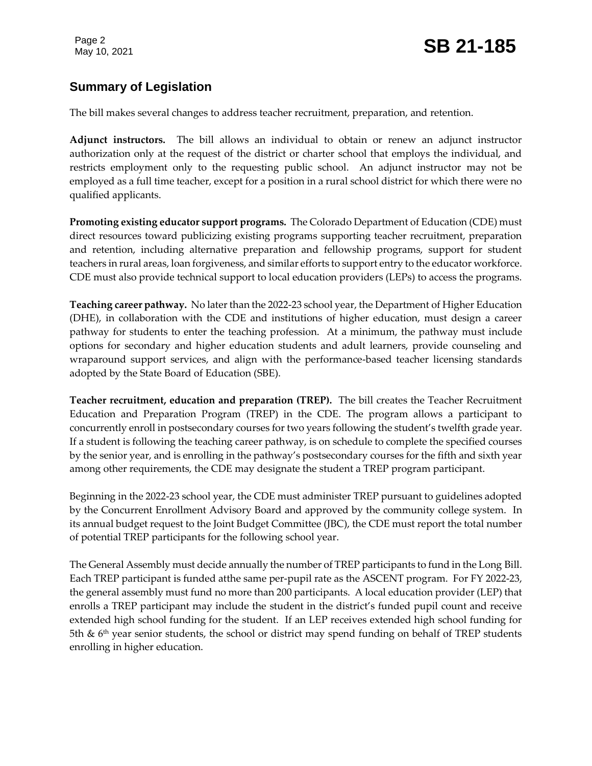## Summary of Legislation

The bill makes several changes to address teacher recruitment, preparation, and retention.

**Adjunct instructors.** The bill allows an individual to obtain or renew an adjunct instructor authorization only at the request of the district or charter school that employs the individual, and restricts employment only to the requesting public school. An adjunct instructor may not be employed as a full time teacher, except for a position in a rural school district for which there were no qualified applicants.

**Promoting existing educator support programs.** The Colorado Department of Education (CDE) must direct resources toward publicizing existing programs supporting teacher recruitment, preparation and retention, including alternative preparation and fellowship programs, support for student teachers in rural areas, loan forgiveness, and similar efforts to support entry to the educator workforce. CDE must also provide technical support to local education providers (LEPs) to access the programs.

**Teaching career pathway.** No later than the 2022-23 school year, the Department of Higher Education (DHE), in collaboration with the CDE and institutions of higher education, must design a career pathway for students to enter the teaching profession. At a minimum, the pathway must include options for secondary and higher education students and adult learners, provide counseling and wraparound support services, and align with the performance-based teacher licensing standards adopted by the State Board of Education (SBE).

**Teacher recruitment, education and preparation (TREP).** The bill creates the Teacher Recruitment Education and Preparation Program (TREP) in the CDE. The program allows a participant to concurrently enroll in postsecondary courses for two years following the student's twelfth grade year. If a student is following the teaching career pathway, is on schedule to complete the specified courses by the senior year, and is enrolling in the pathway's postsecondary courses for the fifth and sixth year among other requirements, the CDE may designate the student a TREP program participant.

Beginning in the 2022-23 school year, the CDE must administer TREP pursuant to guidelines adopted by the Concurrent Enrollment Advisory Board and approved by the community college system. In its annual budget request to the Joint Budget Committee (JBC), the CDE must report the total number of potential TREP participants for the following school year.

The General Assembly must decide annually the number of TREP participants to fund in the Long Bill. Each TREP participant is funded atthe same per-pupil rate as the ASCENT program. For FY 2022-23, the general assembly must fund no more than 200 participants. A local education provider (LEP) that enrolls a TREP participant may include the student in the district's funded pupil count and receive extended high school funding for the student. If an LEP receives extended high school funding for 5th & 6th year senior students, the school or district may spend funding on behalf of TREP students enrolling in higher education.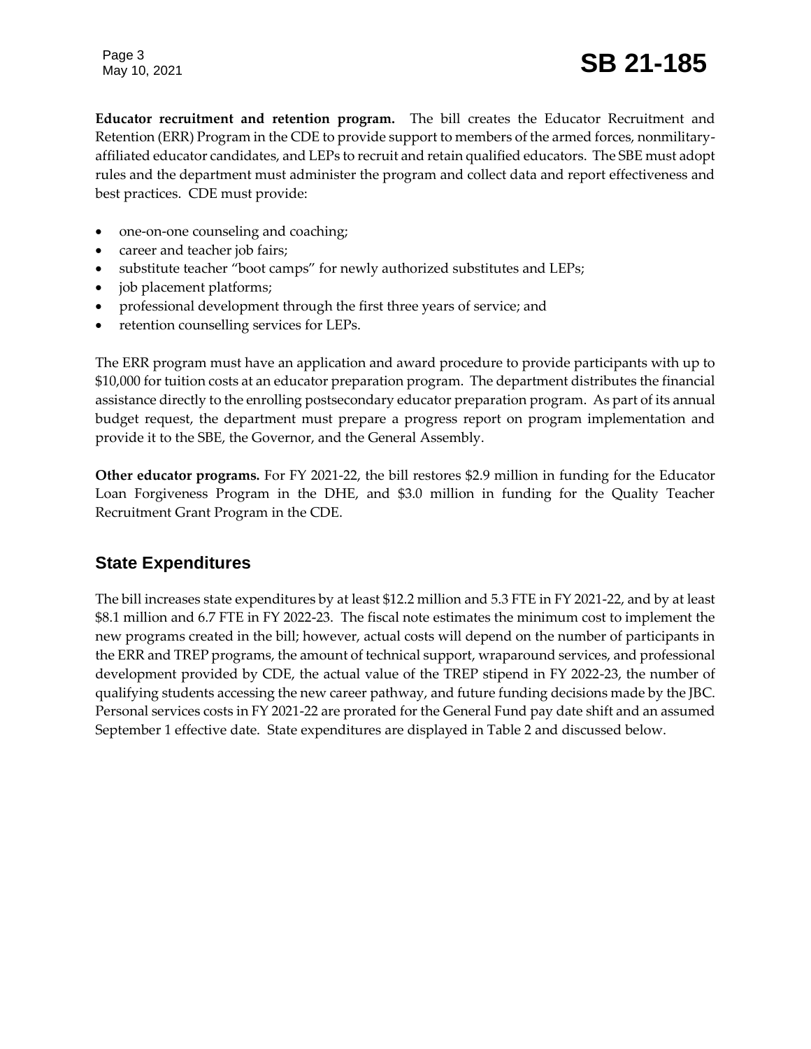**Educator recruitment and retention program.** The bill creates the Educator Recruitment and Retention (ERR) Program in the CDE to provide support to members of the armed forces, nonmilitary-affiliated educator candidates, and LEPs to recruit and retain qualified educators. The SBE must adopt rules and the department must administer the program and collect data and report effectiveness and best practices. CDE must provide:

- one-on-one counseling and coaching;
- career and teacher job fairs;
- substitute teacher "boot camps" for newly authorized substitutes and LEPs;
- job placement platforms;
- professional development through the first three years of service; and
- retention counselling services for LEPs.

The ERR program must have an application and award procedure to provide participants with up to $10,000 for tuition costs at an educator preparation program. The department distributes the financial assistance directly to the enrolling postsecondary educator preparation program. As part of its annual budget request, the department must prepare a progress report on program implementation and provide it to the SBE, the Governor, and the General Assembly.

**Other educator programs.** For FY 2021-22, the bill restores $2.9 million in funding for the Educator Loan Forgiveness Program in the DHE, and $3.0 million in funding for the Quality Teacher Recruitment Grant Program in the CDE.

## State Expenditures

The bill increases state expenditures by at least $12.2 million and 5.3 FTE in FY 2021-22, and by at least $8.1 million and 6.7 FTE in FY 2022-23. The fiscal note estimates the minimum cost to implement the new programs created in the bill; however, actual costs will depend on the number of participants in the ERR and TREP programs, the amount of technical support, wraparound services, and professional development provided by CDE, the actual value of the TREP stipend in FY 2022-23, the number of qualifying students accessing the new career pathway, and future funding decisions made by the JBC. Personal services costs in FY 2021-22 are prorated for the General Fund pay date shift and an assumed September 1 effective date. State expenditures are displayed in Table 2 and discussed below.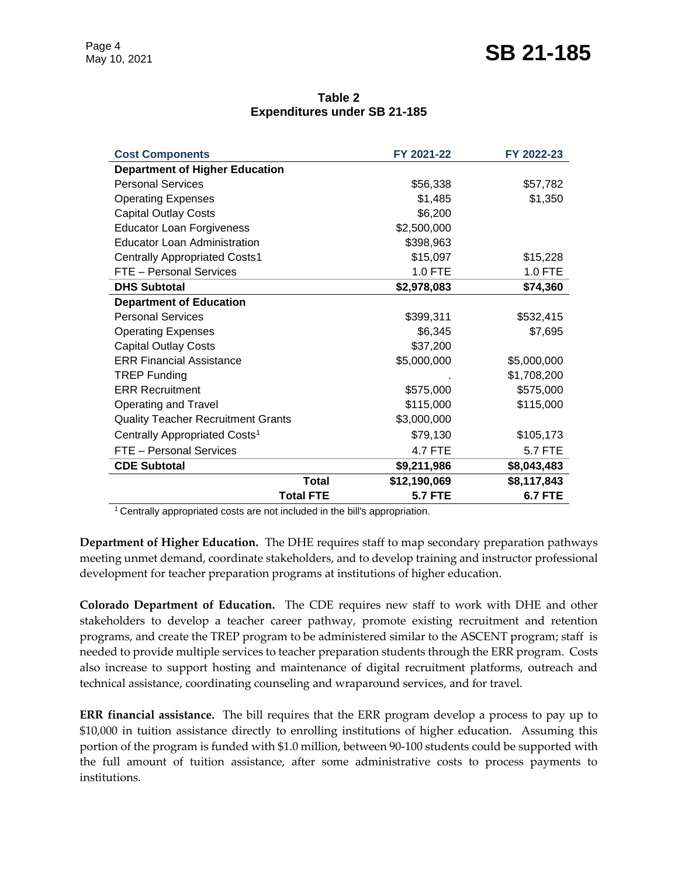**Table 2**
**Expenditures under SB 21-185**

| Cost Components | FY 2021-22 | FY 2022-23 |
|---|---|---|
| **Department of Higher Education** | | |
| Personal Services | $56,338 | $57,782 |
| Operating Expenses | $1,485 | $1,350 |
| Capital Outlay Costs | $6,200 | |
| Educator Loan Forgiveness | $2,500,000 | |
| Educator Loan Administration | $398,963 | |
| Centrally Appropriated Costs1 | $15,097 | $15,228 |
| FTE – Personal Services | 1.0 FTE | 1.0 FTE |
| **DHS Subtotal** | **$2,978,083** | **$74,360** |
| **Department of Education** | | |
| Personal Services | $399,311 | $532,415 |
| Operating Expenses | $6,345 | $7,695 |
| Capital Outlay Costs | $37,200 | |
| ERR Financial Assistance | $5,000,000 | $5,000,000 |
| TREP Funding | . | $1,708,200 |
| ERR Recruitment | $575,000 | $575,000 |
| Operating and Travel | $115,000 | $115,000 |
| Quality Teacher Recruitment Grants | $3,000,000 | |
| Centrally Appropriated Costs[1] | $79,130 | $105,173 |
| FTE – Personal Services | 4.7 FTE | 5.7 FTE |
| **CDE Subtotal** | **$9,211,986** | **$8,043,483** |
| **Total** | **$12,190,069** | **$8,117,843** |
| **Total FTE** | **5.7 FTE** | **6.7 FTE** |

[1] Centrally appropriated costs are not included in the bill's appropriation.

**Department of Higher Education.** The DHE requires staff to map secondary preparation pathways meeting unmet demand, coordinate stakeholders, and to develop training and instructor professional development for teacher preparation programs at institutions of higher education.

**Colorado Department of Education.** The CDE requires new staff to work with DHE and other stakeholders to develop a teacher career pathway, promote existing recruitment and retention programs, and create the TREP program to be administered similar to the ASCENT program; staff is needed to provide multiple services to teacher preparation students through the ERR program. Costs also increase to support hosting and maintenance of digital recruitment platforms, outreach and technical assistance, coordinating counseling and wraparound services, and for travel.

**ERR financial assistance.** The bill requires that the ERR program develop a process to pay up to $10,000 in tuition assistance directly to enrolling institutions of higher education. Assuming this portion of the program is funded with $1.0 million, between 90-100 students could be supported with the full amount of tuition assistance, after some administrative costs to process payments to institutions.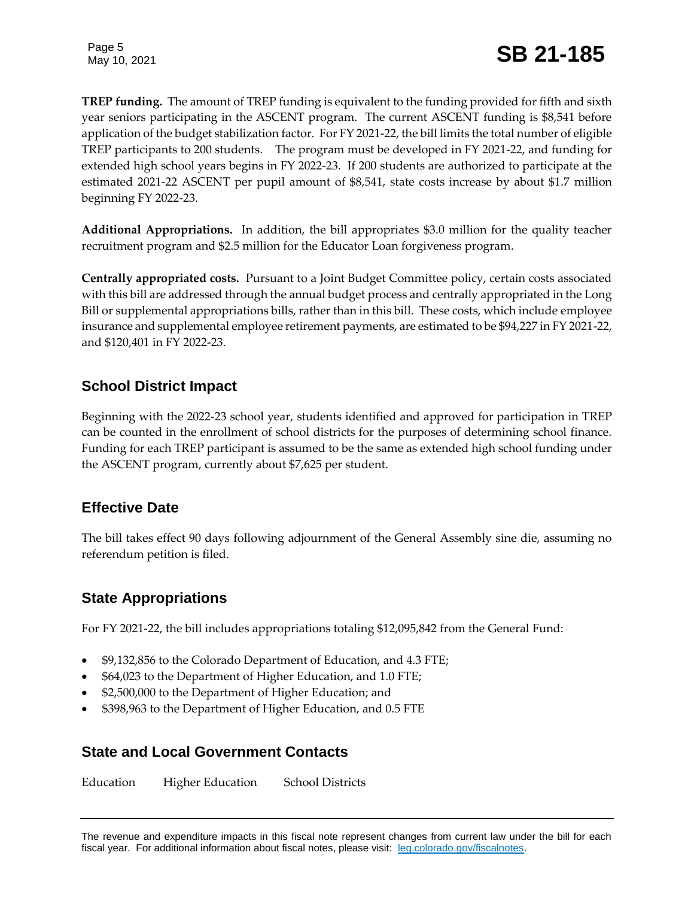**TREP funding.** The amount of TREP funding is equivalent to the funding provided for fifth and sixth year seniors participating in the ASCENT program. The current ASCENT funding is $8,541 before application of the budget stabilization factor. For FY 2021-22, the bill limits the total number of eligible TREP participants to 200 students. The program must be developed in FY 2021-22, and funding for extended high school years begins in FY 2022-23. If 200 students are authorized to participate at the estimated 2021-22 ASCENT per pupil amount of $8,541, state costs increase by about $1.7 million beginning FY 2022-23.

**Additional Appropriations.** In addition, the bill appropriates $3.0 million for the quality teacher recruitment program and $2.5 million for the Educator Loan forgiveness program.

**Centrally appropriated costs.** Pursuant to a Joint Budget Committee policy, certain costs associated with this bill are addressed through the annual budget process and centrally appropriated in the Long Bill or supplemental appropriations bills, rather than in this bill. These costs, which include employee insurance and supplemental employee retirement payments, are estimated to be $94,227 in FY 2021-22, and $120,401 in FY 2022-23.

## School District Impact

Beginning with the 2022-23 school year, students identified and approved for participation in TREP can be counted in the enrollment of school districts for the purposes of determining school finance. Funding for each TREP participant is assumed to be the same as extended high school funding under the ASCENT program, currently about $7,625 per student.

## Effective Date

The bill takes effect 90 days following adjournment of the General Assembly sine die, assuming no referendum petition is filed.

## State Appropriations

For FY 2021-22, the bill includes appropriations totaling $12,095,842 from the General Fund:

- $9,132,856 to the Colorado Department of Education, and 4.3 FTE;
- $64,023 to the Department of Higher Education, and 1.0 FTE;
- $2,500,000 to the Department of Higher Education; and
- $398,963 to the Department of Higher Education, and 0.5 FTE

## State and Local Government Contacts

Education Higher Education School Districts

The revenue and expenditure impacts in this fiscal note represent changes from current law under the bill for each fiscal year. For additional information about fiscal notes, please visit: leg.colorado.gov/fiscalnotes.